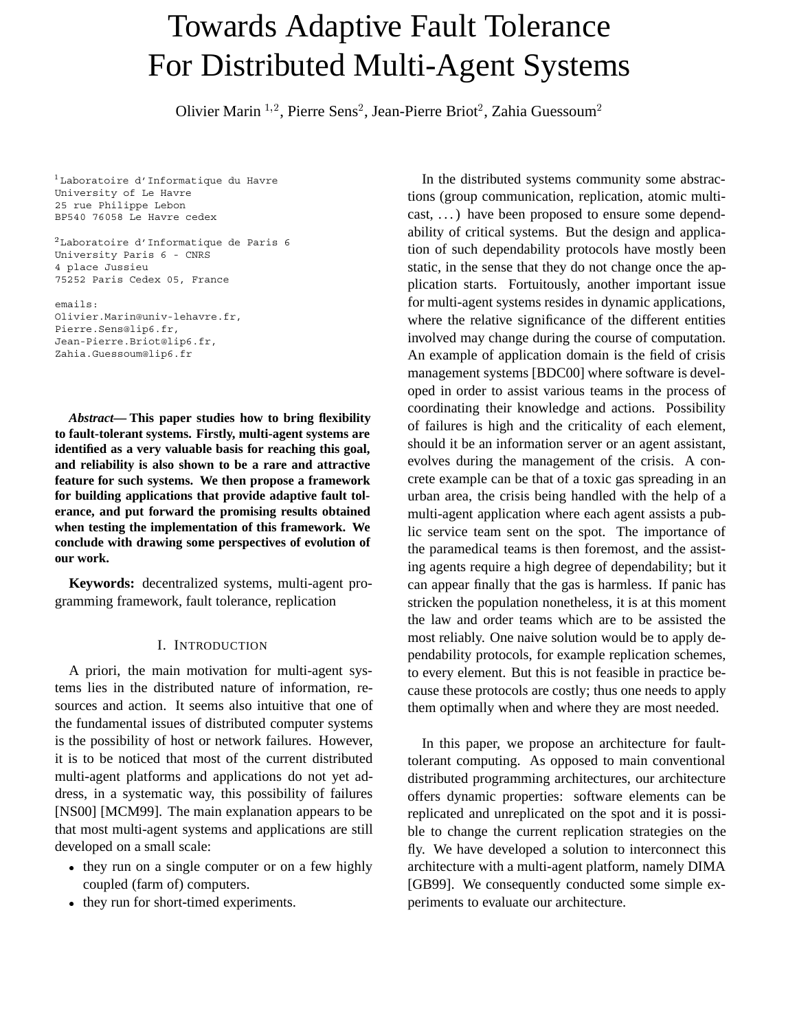# Towards Adaptive Fault Tolerance For Distributed Multi-Agent Systems

Olivier Marin [1,2], Pierre Sens[2], Jean-Pierre Briot[2], Zahia Guessoum[2]

[1] Laboratoire d'Informatique du Havre
University of Le Havre
25 rue Philippe Lebon
BP540 76058 Le Havre cedex

[2] Laboratoire d'Informatique de Paris 6
University Paris 6 - CNRS
4 place Jussieu
75252 Paris Cedex 05, France

emails:
Olivier.Marin@univ-lehavre.fr,
Pierre.Sens@lip6.fr,
Jean-Pierre.Briot@lip6.fr,
Zahia.Guessoum@lip6.fr

***Abstract*— This paper studies how to bring flexibility to fault-tolerant systems. Firstly, multi-agent systems are identified as a very valuable basis for reaching this goal, and reliability is also shown to be a rare and attractive feature for such systems. We then propose a framework for building applications that provide adaptive fault tolerance, and put forward the promising results obtained when testing the implementation of this framework. We conclude with drawing some perspectives of evolution of our work.**

**Keywords:** decentralized systems, multi-agent programming framework, fault tolerance, replication

## I. Introduction

A priori, the main motivation for multi-agent systems lies in the distributed nature of information, resources and action. It seems also intuitive that one of the fundamental issues of distributed computer systems is the possibility of host or network failures. However, it is to be noticed that most of the current distributed multi-agent platforms and applications do not yet address, in a systematic way, this possibility of failures [NS00] [MCM99]. The main explanation appears to be that most multi-agent systems and applications are still developed on a small scale:

- they run on a single computer or on a few highly coupled (farm of) computers.
- they run for short-timed experiments.

In the distributed systems community some abstractions (group communication, replication, atomic multicast, ...) have been proposed to ensure some dependability of critical systems. But the design and application of such dependability protocols have mostly been static, in the sense that they do not change once the application starts. Fortuitously, another important issue for multi-agent systems resides in dynamic applications, where the relative significance of the different entities involved may change during the course of computation. An example of application domain is the field of crisis management systems [BDC00] where software is developed in order to assist various teams in the process of coordinating their knowledge and actions. Possibility of failures is high and the criticality of each element, should it be an information server or an agent assistant, evolves during the management of the crisis. A concrete example can be that of a toxic gas spreading in an urban area, the crisis being handled with the help of a multi-agent application where each agent assists a public service team sent on the spot. The importance of the paramedical teams is then foremost, and the assisting agents require a high degree of dependability; but it can appear finally that the gas is harmless. If panic has stricken the population nonetheless, it is at this moment the law and order teams which are to be assisted the most reliably. One naive solution would be to apply dependability protocols, for example replication schemes, to every element. But this is not feasible in practice because these protocols are costly; thus one needs to apply them optimally when and where they are most needed.

In this paper, we propose an architecture for fault-tolerant computing. As opposed to main conventional distributed programming architectures, our architecture offers dynamic properties: software elements can be replicated and unreplicated on the spot and it is possible to change the current replication strategies on the fly. We have developed a solution to interconnect this architecture with a multi-agent platform, namely DIMA [GB99]. We consequently conducted some simple experiments to evaluate our architecture.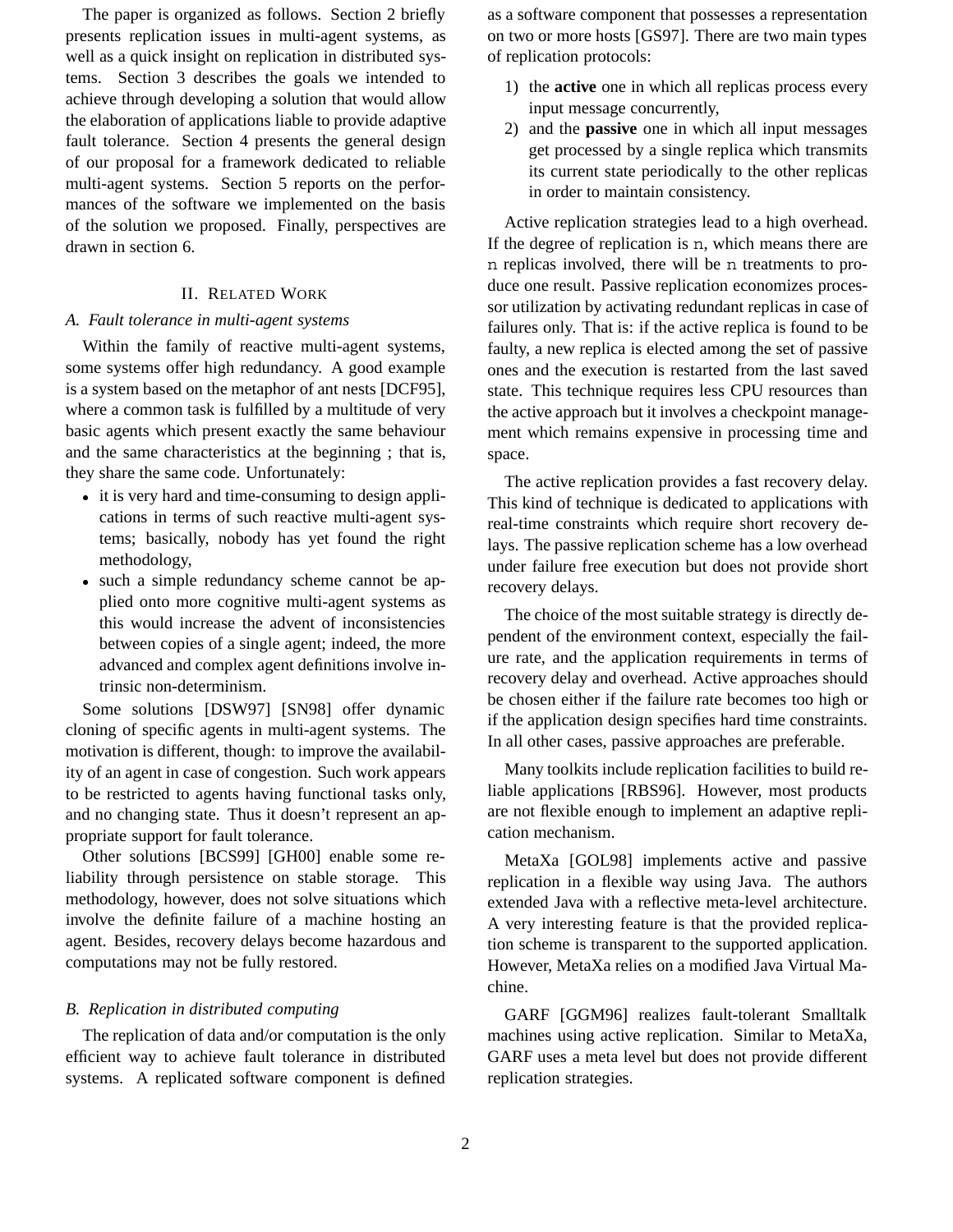The paper is organized as follows. Section 2 briefly presents replication issues in multi-agent systems, as well as a quick insight on replication in distributed systems. Section 3 describes the goals we intended to achieve through developing a solution that would allow the elaboration of applications liable to provide adaptive fault tolerance. Section 4 presents the general design of our proposal for a framework dedicated to reliable multi-agent systems. Section 5 reports on the performances of the software we implemented on the basis of the solution we proposed. Finally, perspectives are drawn in section 6.

## II. Related Work

### A. Fault tolerance in multi-agent systems

Within the family of reactive multi-agent systems, some systems offer high redundancy. A good example is a system based on the metaphor of ant nests [DCF95], where a common task is fulfilled by a multitude of very basic agents which present exactly the same behaviour and the same characteristics at the beginning ; that is, they share the same code. Unfortunately:

- it is very hard and time-consuming to design applications in terms of such reactive multi-agent systems; basically, nobody has yet found the right methodology,
- such a simple redundancy scheme cannot be applied onto more cognitive multi-agent systems as this would increase the advent of inconsistencies between copies of a single agent; indeed, the more advanced and complex agent definitions involve intrinsic non-determinism.

Some solutions [DSW97] [SN98] offer dynamic cloning of specific agents in multi-agent systems. The motivation is different, though: to improve the availability of an agent in case of congestion. Such work appears to be restricted to agents having functional tasks only, and no changing state. Thus it doesn't represent an appropriate support for fault tolerance.

Other solutions [BCS99] [GH00] enable some reliability through persistence on stable storage. This methodology, however, does not solve situations which involve the definite failure of a machine hosting an agent. Besides, recovery delays become hazardous and computations may not be fully restored.

### B. Replication in distributed computing

The replication of data and/or computation is the only efficient way to achieve fault tolerance in distributed systems. A replicated software component is defined as a software component that possesses a representation on two or more hosts [GS97]. There are two main types of replication protocols:

1) the **active** one in which all replicas process every input message concurrently,
2) and the **passive** one in which all input messages get processed by a single replica which transmits its current state periodically to the other replicas in order to maintain consistency.

Active replication strategies lead to a high overhead. If the degree of replication is n, which means there are n replicas involved, there will be n treatments to produce one result. Passive replication economizes processor utilization by activating redundant replicas in case of failures only. That is: if the active replica is found to be faulty, a new replica is elected among the set of passive ones and the execution is restarted from the last saved state. This technique requires less CPU resources than the active approach but it involves a checkpoint management which remains expensive in processing time and space.

The active replication provides a fast recovery delay. This kind of technique is dedicated to applications with real-time constraints which require short recovery delays. The passive replication scheme has a low overhead under failure free execution but does not provide short recovery delays.

The choice of the most suitable strategy is directly dependent of the environment context, especially the failure rate, and the application requirements in terms of recovery delay and overhead. Active approaches should be chosen either if the failure rate becomes too high or if the application design specifies hard time constraints. In all other cases, passive approaches are preferable.

Many toolkits include replication facilities to build reliable applications [RBS96]. However, most products are not flexible enough to implement an adaptive replication mechanism.

MetaXa [GOL98] implements active and passive replication in a flexible way using Java. The authors extended Java with a reflective meta-level architecture. A very interesting feature is that the provided replication scheme is transparent to the supported application. However, MetaXa relies on a modified Java Virtual Machine.

GARF [GGM96] realizes fault-tolerant Smalltalk machines using active replication. Similar to MetaXa, GARF uses a meta level but does not provide different replication strategies.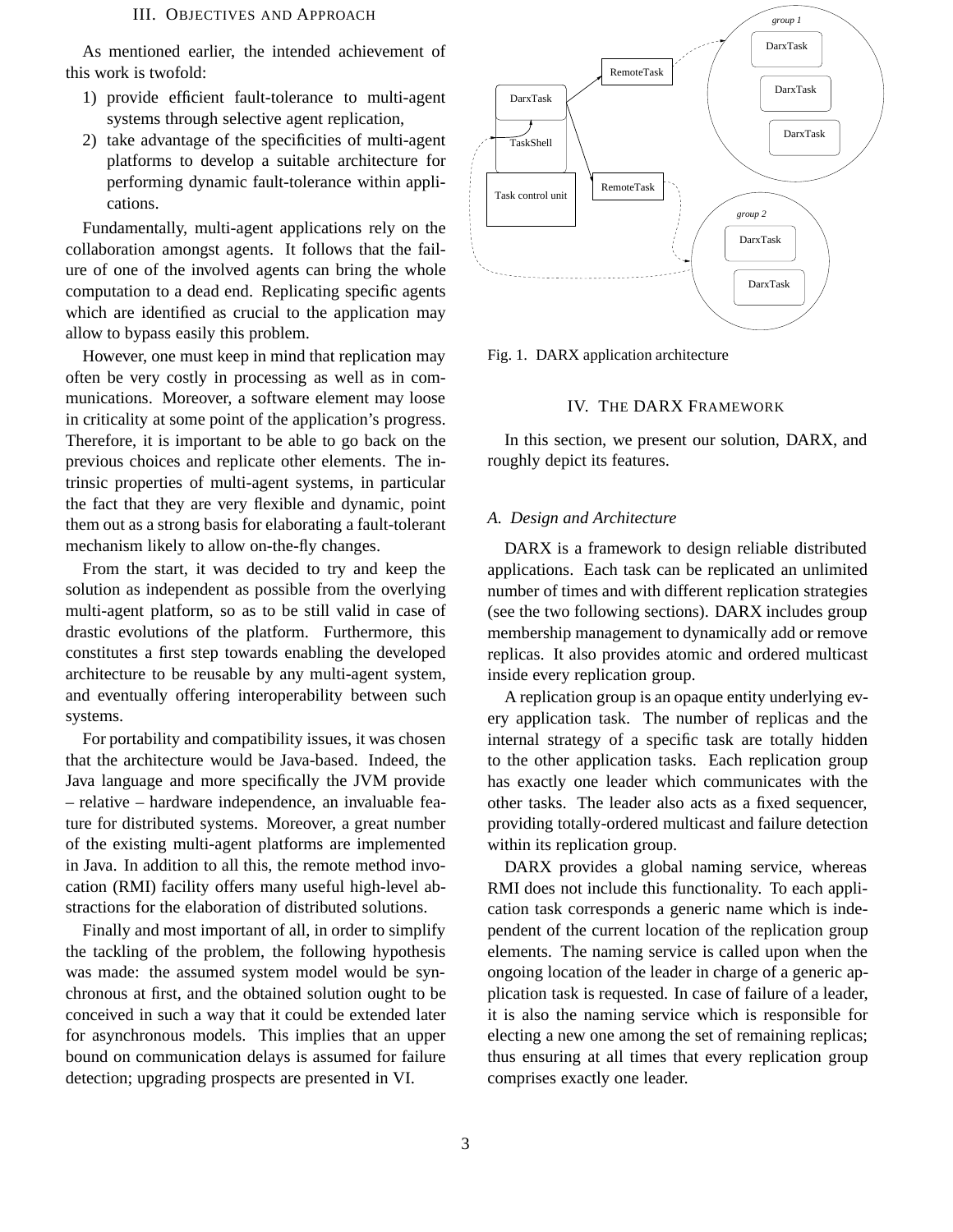## III. Objectives and Approach

As mentioned earlier, the intended achievement of this work is twofold:

1) provide efficient fault-tolerance to multi-agent systems through selective agent replication,
2) take advantage of the specificities of multi-agent platforms to develop a suitable architecture for performing dynamic fault-tolerance within applications.

Fundamentally, multi-agent applications rely on the collaboration amongst agents. It follows that the failure of one of the involved agents can bring the whole computation to a dead end. Replicating specific agents which are identified as crucial to the application may allow to bypass easily this problem.

However, one must keep in mind that replication may often be very costly in processing as well as in communications. Moreover, a software element may loose in criticality at some point of the application's progress. Therefore, it is important to be able to go back on the previous choices and replicate other elements. The intrinsic properties of multi-agent systems, in particular the fact that they are very flexible and dynamic, point them out as a strong basis for elaborating a fault-tolerant mechanism likely to allow on-the-fly changes.

From the start, it was decided to try and keep the solution as independent as possible from the overlying multi-agent platform, so as to be still valid in case of drastic evolutions of the platform. Furthermore, this constitutes a first step towards enabling the developed architecture to be reusable by any multi-agent system, and eventually offering interoperability between such systems.

For portability and compatibility issues, it was chosen that the architecture would be Java-based. Indeed, the Java language and more specifically the JVM provide – relative – hardware independence, an invaluable feature for distributed systems. Moreover, a great number of the existing multi-agent platforms are implemented in Java. In addition to all this, the remote method invocation (RMI) facility offers many useful high-level abstractions for the elaboration of distributed solutions.

Finally and most important of all, in order to simplify the tackling of the problem, the following hypothesis was made: the assumed system model would be synchronous at first, and the obtained solution ought to be conceived in such a way that it could be extended later for asynchronous models. This implies that an upper bound on communication delays is assumed for failure detection; upgrading prospects are presented in VI.

Fig. 1. DARX application architecture

## IV. The DARX Framework

In this section, we present our solution, DARX, and roughly depict its features.

### A. Design and Architecture

DARX is a framework to design reliable distributed applications. Each task can be replicated an unlimited number of times and with different replication strategies (see the two following sections). DARX includes group membership management to dynamically add or remove replicas. It also provides atomic and ordered multicast inside every replication group.

A replication group is an opaque entity underlying every application task. The number of replicas and the internal strategy of a specific task are totally hidden to the other application tasks. Each replication group has exactly one leader which communicates with the other tasks. The leader also acts as a fixed sequencer, providing totally-ordered multicast and failure detection within its replication group.

DARX provides a global naming service, whereas RMI does not include this functionality. To each application task corresponds a generic name which is independent of the current location of the replication group elements. The naming service is called upon when the ongoing location of the leader in charge of a generic application task is requested. In case of failure of a leader, it is also the naming service which is responsible for electing a new one among the set of remaining replicas; thus ensuring at all times that every replication group comprises exactly one leader.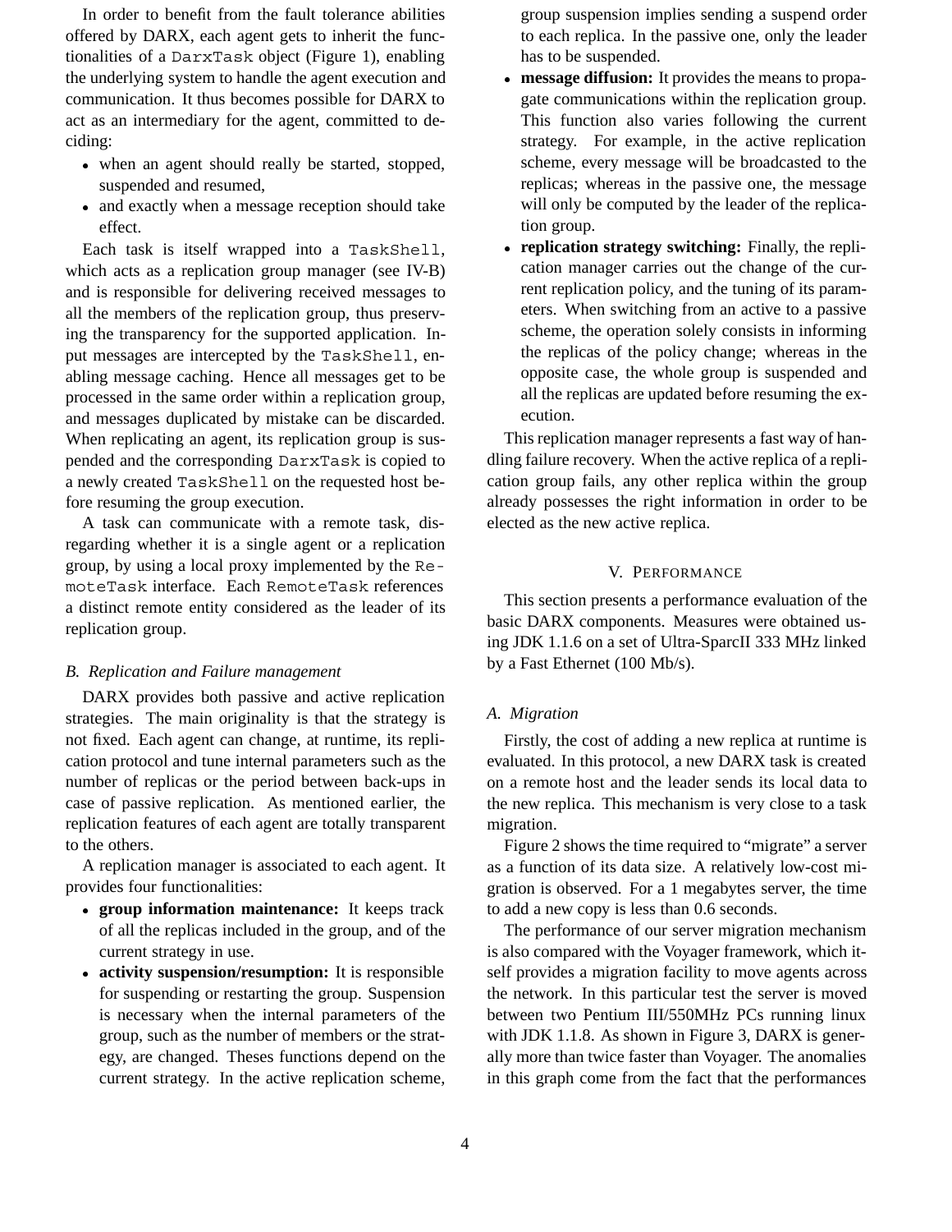In order to benefit from the fault tolerance abilities offered by DARX, each agent gets to inherit the functionalities of a `DarxTask` object (Figure 1), enabling the underlying system to handle the agent execution and communication. It thus becomes possible for DARX to act as an intermediary for the agent, committed to deciding:

- when an agent should really be started, stopped, suspended and resumed,
- and exactly when a message reception should take effect.

Each task is itself wrapped into a `TaskShell`, which acts as a replication group manager (see IV-B) and is responsible for delivering received messages to all the members of the replication group, thus preserving the transparency for the supported application. Input messages are intercepted by the `TaskShell`, enabling message caching. Hence all messages get to be processed in the same order within a replication group, and messages duplicated by mistake can be discarded. When replicating an agent, its replication group is suspended and the corresponding `DarxTask` is copied to a newly created `TaskShell` on the requested host before resuming the group execution.

A task can communicate with a remote task, disregarding whether it is a single agent or a replication group, by using a local proxy implemented by the `RemoteTask` interface. Each `RemoteTask` references a distinct remote entity considered as the leader of its replication group.

### *B. Replication and Failure management*

DARX provides both passive and active replication strategies. The main originality is that the strategy is not fixed. Each agent can change, at runtime, its replication protocol and tune internal parameters such as the number of replicas or the period between back-ups in case of passive replication. As mentioned earlier, the replication features of each agent are totally transparent to the others.

A replication manager is associated to each agent. It provides four functionalities:

- **group information maintenance:** It keeps track of all the replicas included in the group, and of the current strategy in use.
- **activity suspension/resumption:** It is responsible for suspending or restarting the group. Suspension is necessary when the internal parameters of the group, such as the number of members or the strategy, are changed. Theses functions depend on the current strategy. In the active replication scheme, group suspension implies sending a suspend order to each replica. In the passive one, only the leader has to be suspended.
- **message diffusion:** It provides the means to propagate communications within the replication group. This function also varies following the current strategy. For example, in the active replication scheme, every message will be broadcasted to the replicas; whereas in the passive one, the message will only be computed by the leader of the replication group.
- **replication strategy switching:** Finally, the replication manager carries out the change of the current replication policy, and the tuning of its parameters. When switching from an active to a passive scheme, the operation solely consists in informing the replicas of the policy change; whereas in the opposite case, the whole group is suspended and all the replicas are updated before resuming the execution.

This replication manager represents a fast way of handling failure recovery. When the active replica of a replication group fails, any other replica within the group already possesses the right information in order to be elected as the new active replica.

## V. Performance

This section presents a performance evaluation of the basic DARX components. Measures were obtained using JDK 1.1.6 on a set of Ultra-SparcII 333 MHz linked by a Fast Ethernet (100 Mb/s).

### *A. Migration*

Firstly, the cost of adding a new replica at runtime is evaluated. In this protocol, a new DARX task is created on a remote host and the leader sends its local data to the new replica. This mechanism is very close to a task migration.

Figure 2 shows the time required to "migrate" a server as a function of its data size. A relatively low-cost migration is observed. For a 1 megabytes server, the time to add a new copy is less than 0.6 seconds.

The performance of our server migration mechanism is also compared with the Voyager framework, which itself provides a migration facility to move agents across the network. In this particular test the server is moved between two Pentium III/550MHz PCs running linux with JDK 1.1.8. As shown in Figure 3, DARX is generally more than twice faster than Voyager. The anomalies in this graph come from the fact that the performances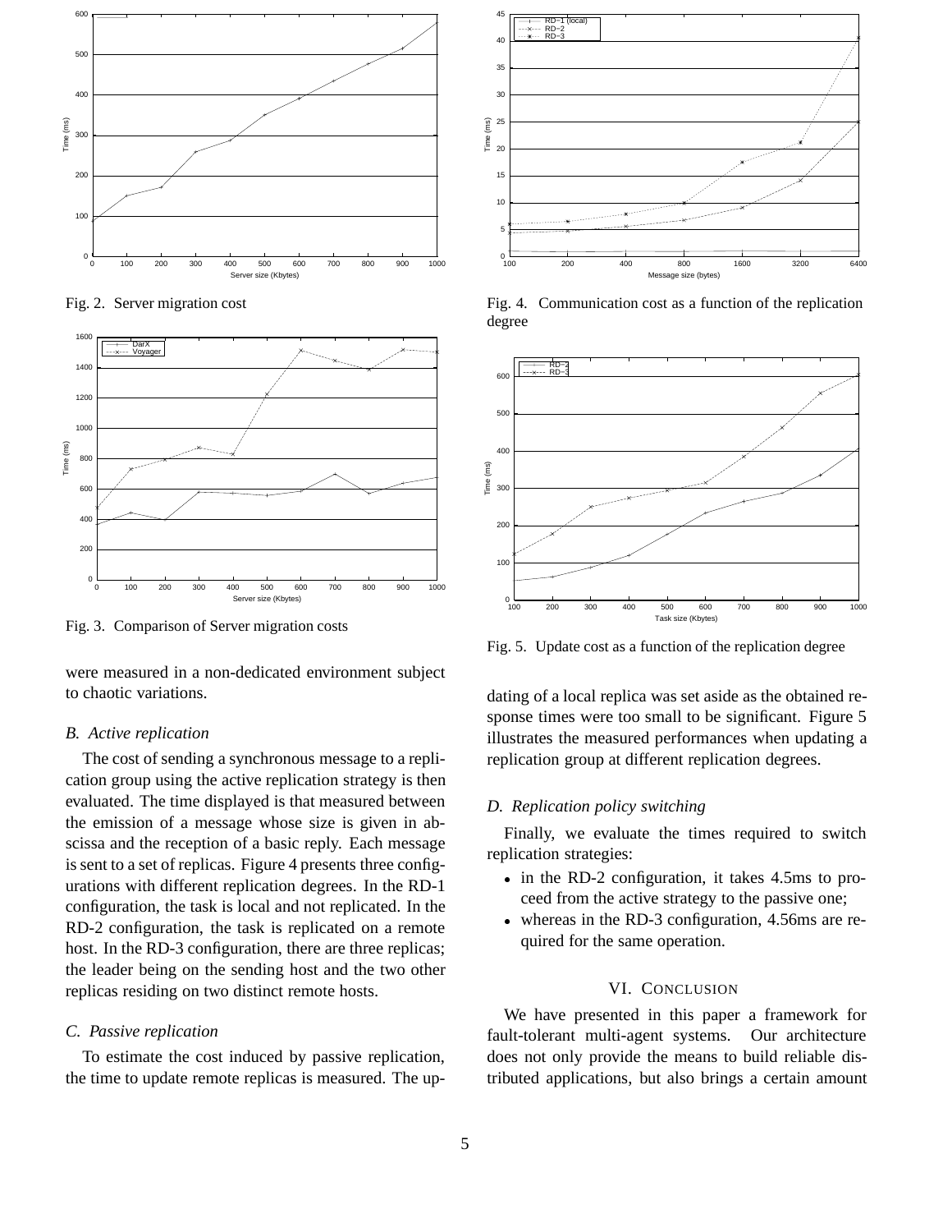Fig. 2. Server migration cost

Fig. 3. Comparison of Server migration costs

were measured in a non-dedicated environment subject to chaotic variations.

### *B. Active replication*

The cost of sending a synchronous message to a replication group using the active replication strategy is then evaluated. The time displayed is that measured between the emission of a message whose size is given in abscissa and the reception of a basic reply. Each message is sent to a set of replicas. Figure 4 presents three configurations with different replication degrees. In the RD-1 configuration, the task is local and not replicated. In the RD-2 configuration, the task is replicated on a remote host. In the RD-3 configuration, there are three replicas; the leader being on the sending host and the two other replicas residing on two distinct remote hosts.

### *C. Passive replication*

To estimate the cost induced by passive replication, the time to update remote replicas is measured. The updating of a local replica was set aside as the obtained response times were too small to be significant. Figure 5 illustrates the measured performances when updating a replication group at different replication degrees.

Fig. 4. Communication cost as a function of the replication degree

Fig. 5. Update cost as a function of the replication degree

### *D. Replication policy switching*

Finally, we evaluate the times required to switch replication strategies:

- in the RD-2 configuration, it takes 4.5ms to proceed from the active strategy to the passive one;
- whereas in the RD-3 configuration, 4.56ms are required for the same operation.

## VI. Conclusion

We have presented in this paper a framework for fault-tolerant multi-agent systems. Our architecture does not only provide the means to build reliable distributed applications, but also brings a certain amount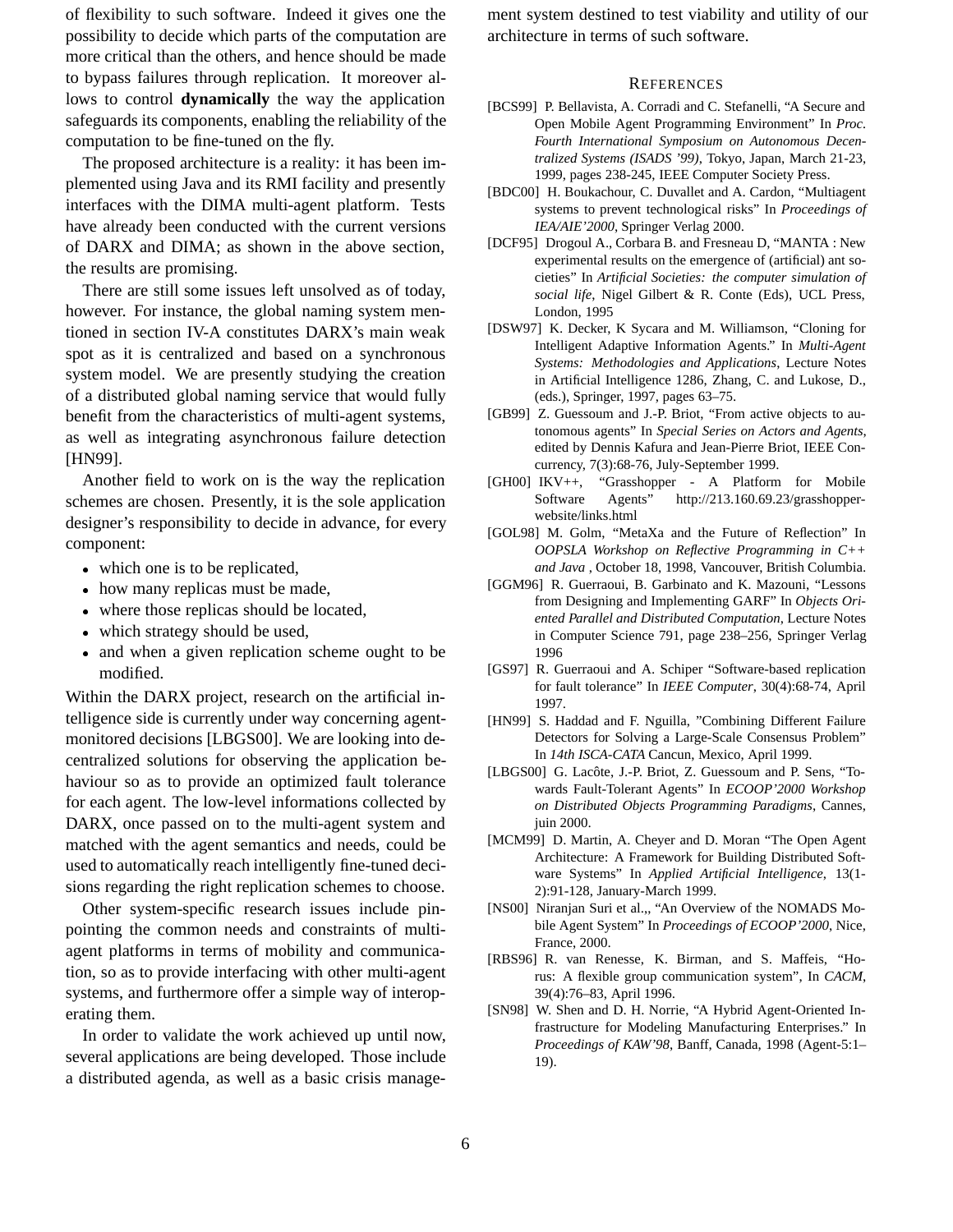of flexibility to such software. Indeed it gives one the possibility to decide which parts of the computation are more critical than the others, and hence should be made to bypass failures through replication. It moreover allows to control **dynamically** the way the application safeguards its components, enabling the reliability of the computation to be fine-tuned on the fly.

The proposed architecture is a reality: it has been implemented using Java and its RMI facility and presently interfaces with the DIMA multi-agent platform. Tests have already been conducted with the current versions of DARX and DIMA; as shown in the above section, the results are promising.

There are still some issues left unsolved as of today, however. For instance, the global naming system mentioned in section IV-A constitutes DARX's main weak spot as it is centralized and based on a synchronous system model. We are presently studying the creation of a distributed global naming service that would fully benefit from the characteristics of multi-agent systems, as well as integrating asynchronous failure detection [HN99].

Another field to work on is the way the replication schemes are chosen. Presently, it is the sole application designer's responsibility to decide in advance, for every component:

- which one is to be replicated,
- how many replicas must be made,
- where those replicas should be located,
- which strategy should be used,
- and when a given replication scheme ought to be modified.

Within the DARX project, research on the artificial intelligence side is currently under way concerning agent-monitored decisions [LBGS00]. We are looking into decentralized solutions for observing the application behaviour so as to provide an optimized fault tolerance for each agent. The low-level informations collected by DARX, once passed on to the multi-agent system and matched with the agent semantics and needs, could be used to automatically reach intelligently fine-tuned decisions regarding the right replication schemes to choose.

Other system-specific research issues include pinpointing the common needs and constraints of multi-agent platforms in terms of mobility and communication, so as to provide interfacing with other multi-agent systems, and furthermore offer a simple way of interoperating them.

In order to validate the work achieved up until now, several applications are being developed. Those include a distributed agenda, as well as a basic crisis management system destined to test viability and utility of our architecture in terms of such software.

## References

[BCS99] P. Bellavista, A. Corradi and C. Stefanelli, "A Secure and Open Mobile Agent Programming Environment" In *Proc. Fourth International Symposium on Autonomous Decentralized Systems (ISADS '99)*, Tokyo, Japan, March 21-23, 1999, pages 238-245, IEEE Computer Society Press.

[BDC00] H. Boukachour, C. Duvallet and A. Cardon, "Multiagent systems to prevent technological risks" In *Proceedings of IEA/AIE'2000*, Springer Verlag 2000.

[DCF95] Drogoul A., Corbara B. and Fresneau D, "MANTA : New experimental results on the emergence of (artificial) ant societies" In *Artificial Societies: the computer simulation of social life*, Nigel Gilbert & R. Conte (Eds), UCL Press, London, 1995

[DSW97] K. Decker, K Sycara and M. Williamson, "Cloning for Intelligent Adaptive Information Agents." In *Multi-Agent Systems: Methodologies and Applications*, Lecture Notes in Artificial Intelligence 1286, Zhang, C. and Lukose, D., (eds.), Springer, 1997, pages 63–75.

[GB99] Z. Guessoum and J.-P. Briot, "From active objects to autonomous agents" In *Special Series on Actors and Agents*, edited by Dennis Kafura and Jean-Pierre Briot, IEEE Concurrency, 7(3):68-76, July-September 1999.

[GH00] IKV++, "Grasshopper - A Platform for Mobile Software Agents" http://213.160.69.23/grasshopper-website/links.html

[GOL98] M. Golm, "MetaXa and the Future of Reflection" In *OOPSLA Workshop on Reflective Programming in C++ and Java* , October 18, 1998, Vancouver, British Columbia.

[GGM96] R. Guerraoui, B. Garbinato and K. Mazouni, "Lessons from Designing and Implementing GARF" In *Objects Oriented Parallel and Distributed Computation*, Lecture Notes in Computer Science 791, page 238–256, Springer Verlag 1996

[GS97] R. Guerraoui and A. Schiper "Software-based replication for fault tolerance" In *IEEE Computer*, 30(4):68-74, April 1997.

[HN99] S. Haddad and F. Nguilla, "Combining Different Failure Detectors for Solving a Large-Scale Consensus Problem" In *14th ISCA-CATA* Cancun, Mexico, April 1999.

[LBGS00] G. Lacôte, J.-P. Briot, Z. Guessoum and P. Sens, "Towards Fault-Tolerant Agents" In *ECOOP'2000 Workshop on Distributed Objects Programming Paradigms*, Cannes, juin 2000.

[MCM99] D. Martin, A. Cheyer and D. Moran "The Open Agent Architecture: A Framework for Building Distributed Software Systems" In *Applied Artificial Intelligence*, 13(1-2):91-128, January-March 1999.

[NS00] Niranjan Suri et al.,, "An Overview of the NOMADS Mobile Agent System" In *Proceedings of ECOOP'2000*, Nice, France, 2000.

[RBS96] R. van Renesse, K. Birman, and S. Maffeis, "Horus: A flexible group communication system", In *CACM*, 39(4):76–83, April 1996.

[SN98] W. Shen and D. H. Norrie, "A Hybrid Agent-Oriented Infrastructure for Modeling Manufacturing Enterprises." In *Proceedings of KAW'98*, Banff, Canada, 1998 (Agent-5:1–19).